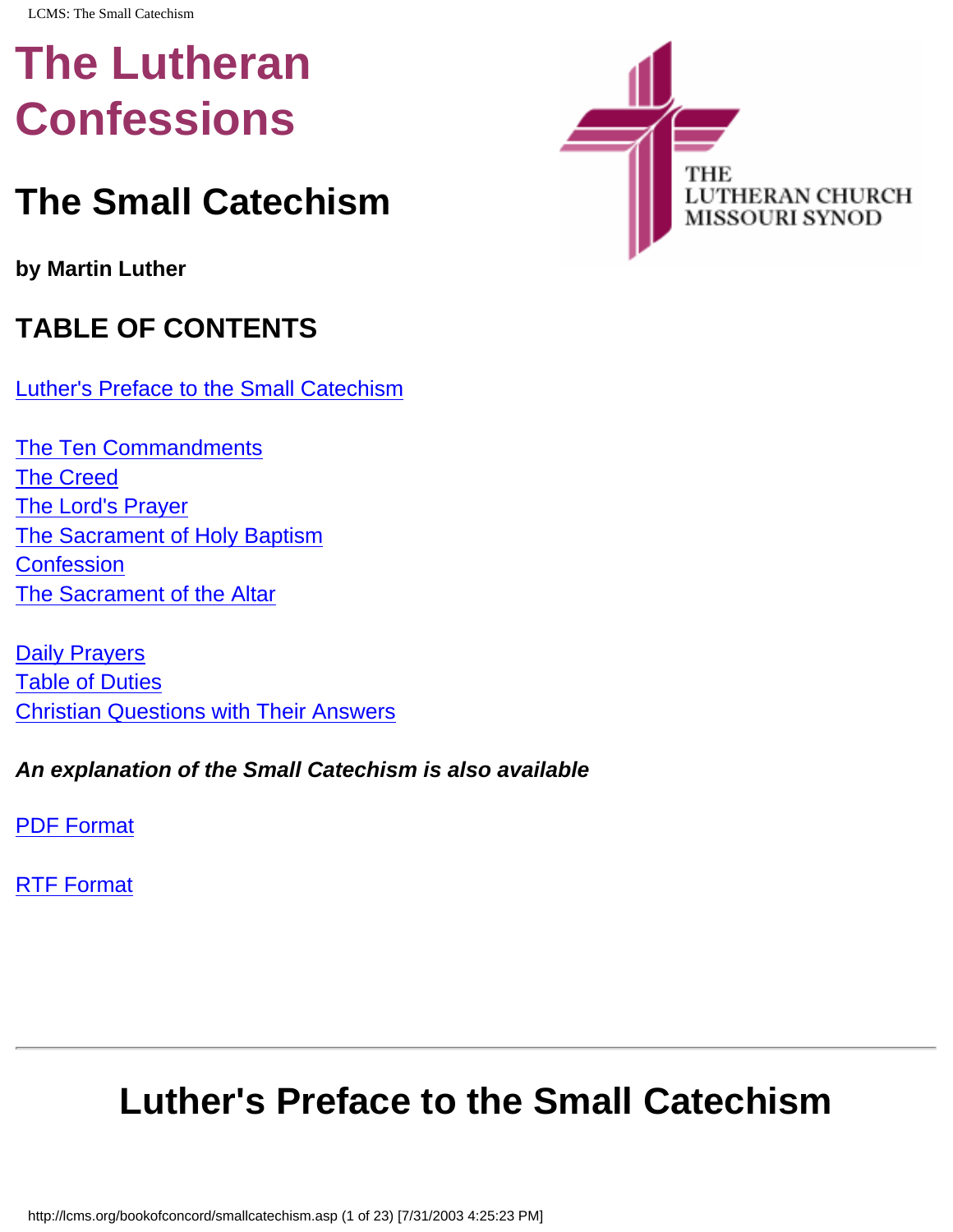# The Lutheran Confessions

## The Small Catechism

**by Martin Luther**

### TABLE OF CONTENTS

Luther's Preface to the Small Catechism

The Ten Commandments
The Creed
The Lord's Prayer
The Sacrament of Holy Baptism
Confession
The Sacrament of the Altar

Daily Prayers
Table of Duties
Christian Questions with Their Answers

***An explanation of the Small Catechism is also available***

PDF Format

RTF Format

---

## Luther's Preface to the Small Catechism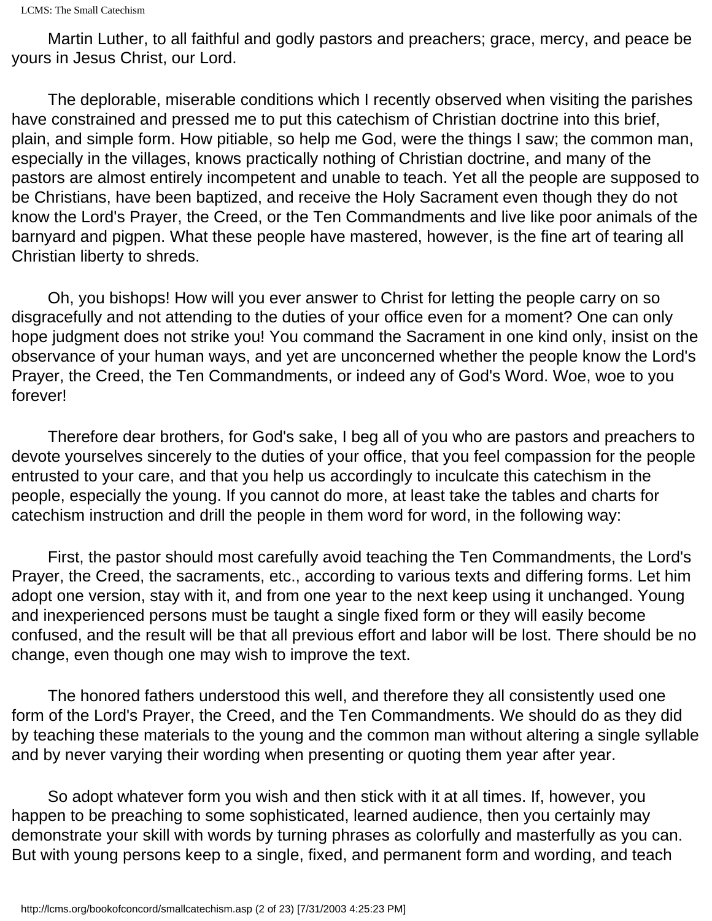Martin Luther, to all faithful and godly pastors and preachers; grace, mercy, and peace be yours in Jesus Christ, our Lord.

The deplorable, miserable conditions which I recently observed when visiting the parishes have constrained and pressed me to put this catechism of Christian doctrine into this brief, plain, and simple form. How pitiable, so help me God, were the things I saw; the common man, especially in the villages, knows practically nothing of Christian doctrine, and many of the pastors are almost entirely incompetent and unable to teach. Yet all the people are supposed to be Christians, have been baptized, and receive the Holy Sacrament even though they do not know the Lord's Prayer, the Creed, or the Ten Commandments and live like poor animals of the barnyard and pigpen. What these people have mastered, however, is the fine art of tearing all Christian liberty to shreds.

Oh, you bishops! How will you ever answer to Christ for letting the people carry on so disgracefully and not attending to the duties of your office even for a moment? One can only hope judgment does not strike you! You command the Sacrament in one kind only, insist on the observance of your human ways, and yet are unconcerned whether the people know the Lord's Prayer, the Creed, the Ten Commandments, or indeed any of God's Word. Woe, woe to you forever!

Therefore dear brothers, for God's sake, I beg all of you who are pastors and preachers to devote yourselves sincerely to the duties of your office, that you feel compassion for the people entrusted to your care, and that you help us accordingly to inculcate this catechism in the people, especially the young. If you cannot do more, at least take the tables and charts for catechism instruction and drill the people in them word for word, in the following way:

First, the pastor should most carefully avoid teaching the Ten Commandments, the Lord's Prayer, the Creed, the sacraments, etc., according to various texts and differing forms. Let him adopt one version, stay with it, and from one year to the next keep using it unchanged. Young and inexperienced persons must be taught a single fixed form or they will easily become confused, and the result will be that all previous effort and labor will be lost. There should be no change, even though one may wish to improve the text.

The honored fathers understood this well, and therefore they all consistently used one form of the Lord's Prayer, the Creed, and the Ten Commandments. We should do as they did by teaching these materials to the young and the common man without altering a single syllable and by never varying their wording when presenting or quoting them year after year.

So adopt whatever form you wish and then stick with it at all times. If, however, you happen to be preaching to some sophisticated, learned audience, then you certainly may demonstrate your skill with words by turning phrases as colorfully and masterfully as you can. But with young persons keep to a single, fixed, and permanent form and wording, and teach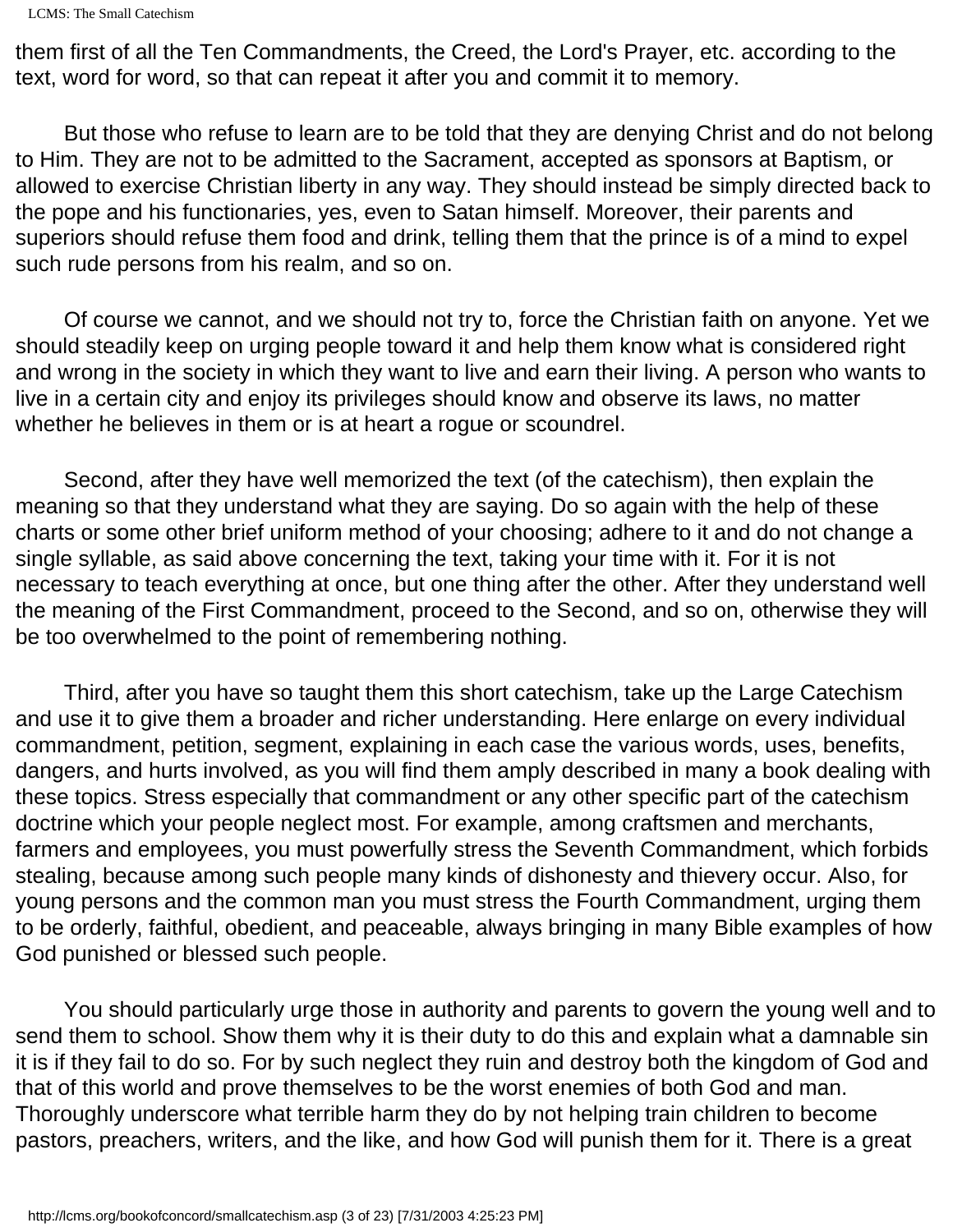them first of all the Ten Commandments, the Creed, the Lord's Prayer, etc. according to the text, word for word, so that can repeat it after you and commit it to memory.

But those who refuse to learn are to be told that they are denying Christ and do not belong to Him. They are not to be admitted to the Sacrament, accepted as sponsors at Baptism, or allowed to exercise Christian liberty in any way. They should instead be simply directed back to the pope and his functionaries, yes, even to Satan himself. Moreover, their parents and superiors should refuse them food and drink, telling them that the prince is of a mind to expel such rude persons from his realm, and so on.

Of course we cannot, and we should not try to, force the Christian faith on anyone. Yet we should steadily keep on urging people toward it and help them know what is considered right and wrong in the society in which they want to live and earn their living. A person who wants to live in a certain city and enjoy its privileges should know and observe its laws, no matter whether he believes in them or is at heart a rogue or scoundrel.

Second, after they have well memorized the text (of the catechism), then explain the meaning so that they understand what they are saying. Do so again with the help of these charts or some other brief uniform method of your choosing; adhere to it and do not change a single syllable, as said above concerning the text, taking your time with it. For it is not necessary to teach everything at once, but one thing after the other. After they understand well the meaning of the First Commandment, proceed to the Second, and so on, otherwise they will be too overwhelmed to the point of remembering nothing.

Third, after you have so taught them this short catechism, take up the Large Catechism and use it to give them a broader and richer understanding. Here enlarge on every individual commandment, petition, segment, explaining in each case the various words, uses, benefits, dangers, and hurts involved, as you will find them amply described in many a book dealing with these topics. Stress especially that commandment or any other specific part of the catechism doctrine which your people neglect most. For example, among craftsmen and merchants, farmers and employees, you must powerfully stress the Seventh Commandment, which forbids stealing, because among such people many kinds of dishonesty and thievery occur. Also, for young persons and the common man you must stress the Fourth Commandment, urging them to be orderly, faithful, obedient, and peaceable, always bringing in many Bible examples of how God punished or blessed such people.

You should particularly urge those in authority and parents to govern the young well and to send them to school. Show them why it is their duty to do this and explain what a damnable sin it is if they fail to do so. For by such neglect they ruin and destroy both the kingdom of God and that of this world and prove themselves to be the worst enemies of both God and man. Thoroughly underscore what terrible harm they do by not helping train children to become pastors, preachers, writers, and the like, and how God will punish them for it. There is a great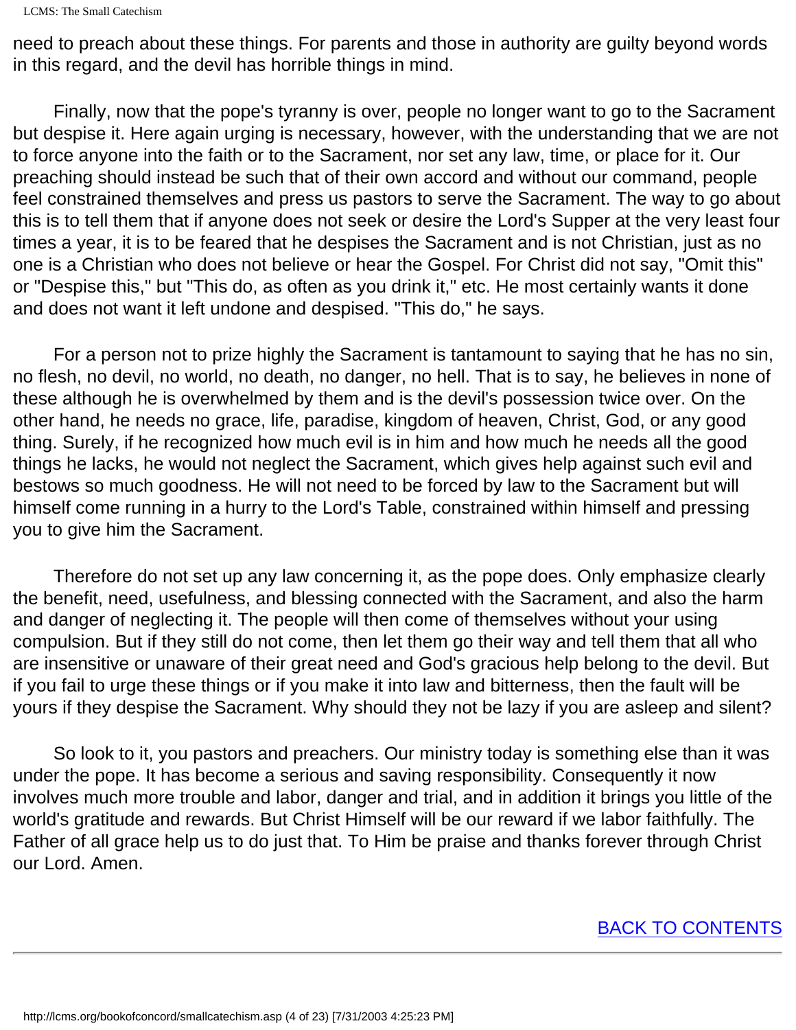need to preach about these things. For parents and those in authority are guilty beyond words in this regard, and the devil has horrible things in mind.

Finally, now that the pope's tyranny is over, people no longer want to go to the Sacrament but despise it. Here again urging is necessary, however, with the understanding that we are not to force anyone into the faith or to the Sacrament, nor set any law, time, or place for it. Our preaching should instead be such that of their own accord and without our command, people feel constrained themselves and press us pastors to serve the Sacrament. The way to go about this is to tell them that if anyone does not seek or desire the Lord's Supper at the very least four times a year, it is to be feared that he despises the Sacrament and is not Christian, just as no one is a Christian who does not believe or hear the Gospel. For Christ did not say, "Omit this" or "Despise this," but "This do, as often as you drink it," etc. He most certainly wants it done and does not want it left undone and despised. "This do," he says.

For a person not to prize highly the Sacrament is tantamount to saying that he has no sin, no flesh, no devil, no world, no death, no danger, no hell. That is to say, he believes in none of these although he is overwhelmed by them and is the devil's possession twice over. On the other hand, he needs no grace, life, paradise, kingdom of heaven, Christ, God, or any good thing. Surely, if he recognized how much evil is in him and how much he needs all the good things he lacks, he would not neglect the Sacrament, which gives help against such evil and bestows so much goodness. He will not need to be forced by law to the Sacrament but will himself come running in a hurry to the Lord's Table, constrained within himself and pressing you to give him the Sacrament.

Therefore do not set up any law concerning it, as the pope does. Only emphasize clearly the benefit, need, usefulness, and blessing connected with the Sacrament, and also the harm and danger of neglecting it. The people will then come of themselves without your using compulsion. But if they still do not come, then let them go their way and tell them that all who are insensitive or unaware of their great need and God's gracious help belong to the devil. But if you fail to urge these things or if you make it into law and bitterness, then the fault will be yours if they despise the Sacrament. Why should they not be lazy if you are asleep and silent?

So look to it, you pastors and preachers. Our ministry today is something else than it was under the pope. It has become a serious and saving responsibility. Consequently it now involves much more trouble and labor, danger and trial, and in addition it brings you little of the world's gratitude and rewards. But Christ Himself will be our reward if we labor faithfully. The Father of all grace help us to do just that. To Him be praise and thanks forever through Christ our Lord. Amen.

BACK TO CONTENTS

---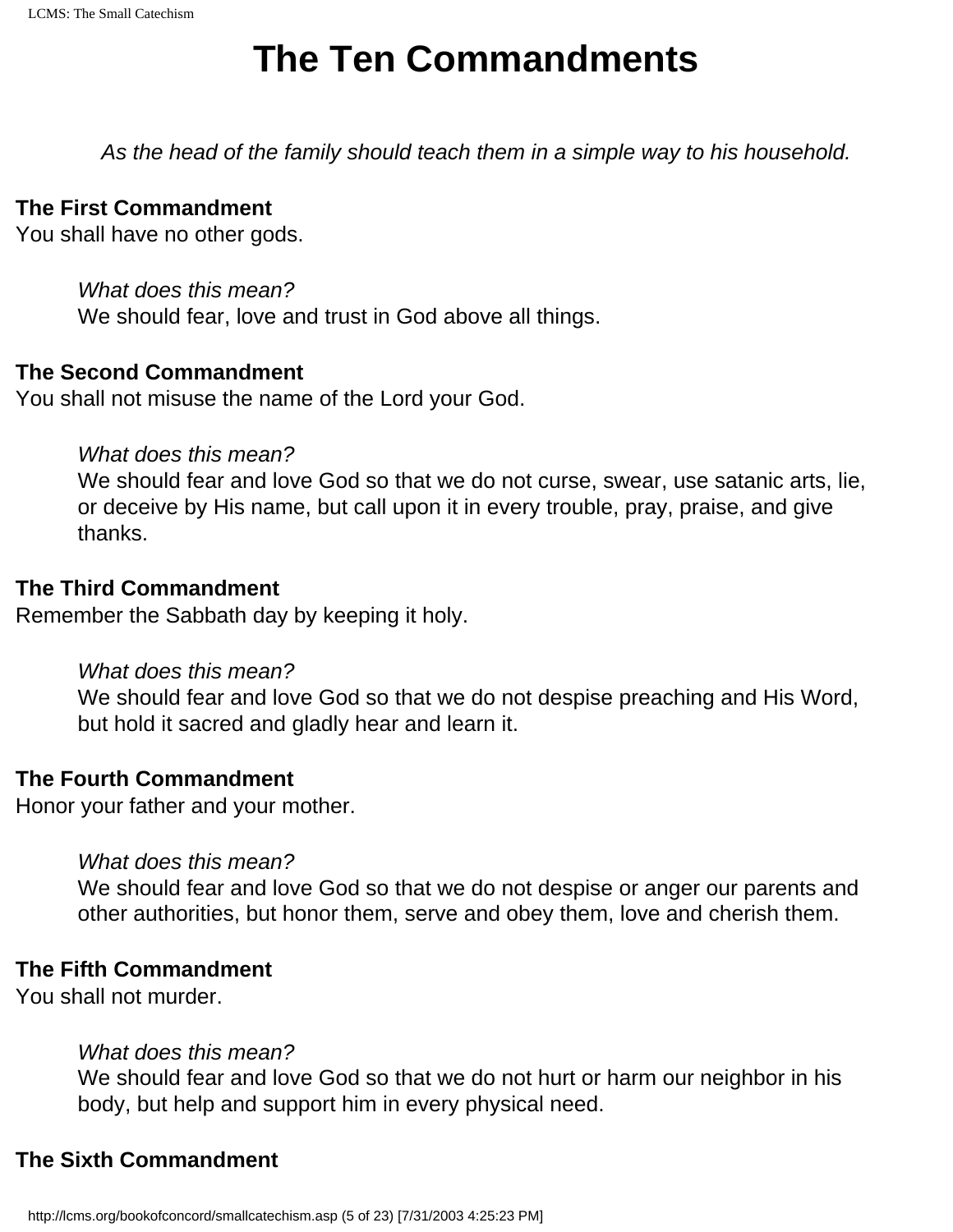# The Ten Commandments

*As the head of the family should teach them in a simple way to his household.*

**The First Commandment**
You shall have no other gods.

> *What does this mean?*
> We should fear, love and trust in God above all things.

**The Second Commandment**
You shall not misuse the name of the Lord your God.

> *What does this mean?*
> We should fear and love God so that we do not curse, swear, use satanic arts, lie, or deceive by His name, but call upon it in every trouble, pray, praise, and give thanks.

**The Third Commandment**
Remember the Sabbath day by keeping it holy.

> *What does this mean?*
> We should fear and love God so that we do not despise preaching and His Word, but hold it sacred and gladly hear and learn it.

**The Fourth Commandment**
Honor your father and your mother.

> *What does this mean?*
> We should fear and love God so that we do not despise or anger our parents and other authorities, but honor them, serve and obey them, love and cherish them.

**The Fifth Commandment**
You shall not murder.

> *What does this mean?*
> We should fear and love God so that we do not hurt or harm our neighbor in his body, but help and support him in every physical need.

**The Sixth Commandment**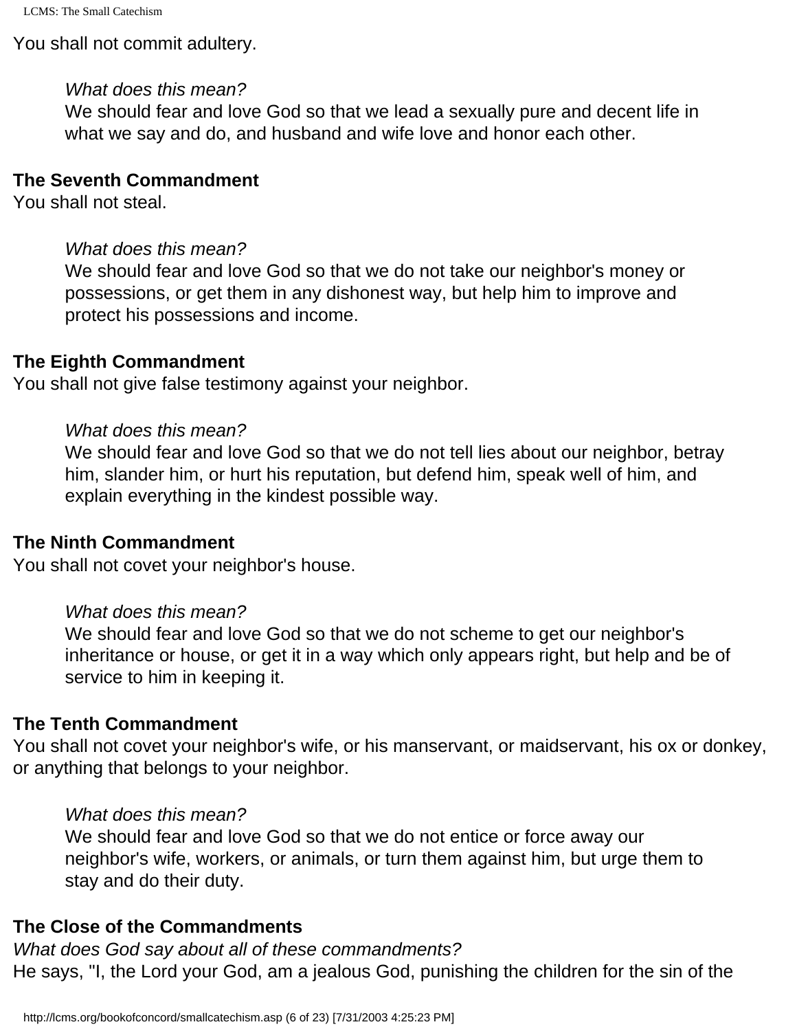You shall not commit adultery.

> *What does this mean?*
> We should fear and love God so that we lead a sexually pure and decent life in what we say and do, and husband and wife love and honor each other.

**The Seventh Commandment**
You shall not steal.

> *What does this mean?*
> We should fear and love God so that we do not take our neighbor's money or possessions, or get them in any dishonest way, but help him to improve and protect his possessions and income.

**The Eighth Commandment**
You shall not give false testimony against your neighbor.

> *What does this mean?*
> We should fear and love God so that we do not tell lies about our neighbor, betray him, slander him, or hurt his reputation, but defend him, speak well of him, and explain everything in the kindest possible way.

**The Ninth Commandment**
You shall not covet your neighbor's house.

> *What does this mean?*
> We should fear and love God so that we do not scheme to get our neighbor's inheritance or house, or get it in a way which only appears right, but help and be of service to him in keeping it.

**The Tenth Commandment**
You shall not covet your neighbor's wife, or his manservant, or maidservant, his ox or donkey, or anything that belongs to your neighbor.

> *What does this mean?*
> We should fear and love God so that we do not entice or force away our neighbor's wife, workers, or animals, or turn them against him, but urge them to stay and do their duty.

**The Close of the Commandments**
*What does God say about all of these commandments?*
He says, "I, the Lord your God, am a jealous God, punishing the children for the sin of the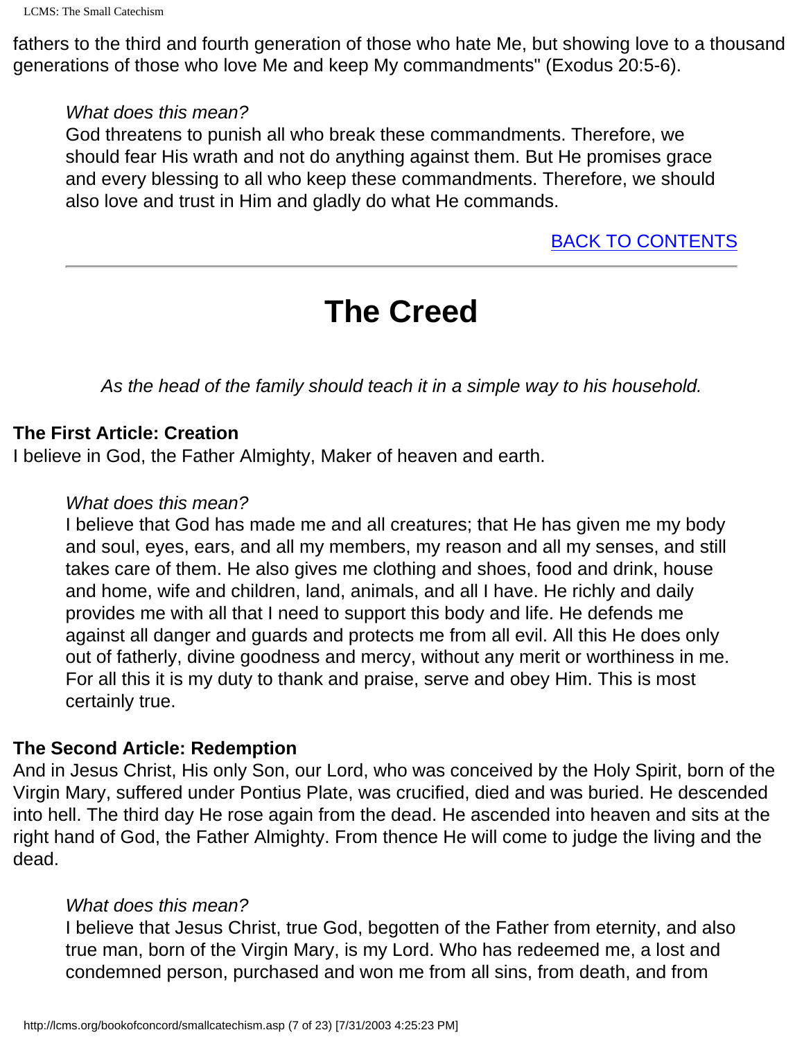fathers to the third and fourth generation of those who hate Me, but showing love to a thousand generations of those who love Me and keep My commandments" (Exodus 20:5-6).

> *What does this mean?*
> God threatens to punish all who break these commandments. Therefore, we should fear His wrath and not do anything against them. But He promises grace and every blessing to all who keep these commandments. Therefore, we should also love and trust in Him and gladly do what He commands.

BACK TO CONTENTS

---

# The Creed

*As the head of the family should teach it in a simple way to his household.*

**The First Article: Creation**
I believe in God, the Father Almighty, Maker of heaven and earth.

> *What does this mean?*
> I believe that God has made me and all creatures; that He has given me my body and soul, eyes, ears, and all my members, my reason and all my senses, and still takes care of them. He also gives me clothing and shoes, food and drink, house and home, wife and children, land, animals, and all I have. He richly and daily provides me with all that I need to support this body and life. He defends me against all danger and guards and protects me from all evil. All this He does only out of fatherly, divine goodness and mercy, without any merit or worthiness in me. For all this it is my duty to thank and praise, serve and obey Him. This is most certainly true.

**The Second Article: Redemption**
And in Jesus Christ, His only Son, our Lord, who was conceived by the Holy Spirit, born of the Virgin Mary, suffered under Pontius Plate, was crucified, died and was buried. He descended into hell. The third day He rose again from the dead. He ascended into heaven and sits at the right hand of God, the Father Almighty. From thence He will come to judge the living and the dead.

> *What does this mean?*
> I believe that Jesus Christ, true God, begotten of the Father from eternity, and also true man, born of the Virgin Mary, is my Lord. Who has redeemed me, a lost and condemned person, purchased and won me from all sins, from death, and from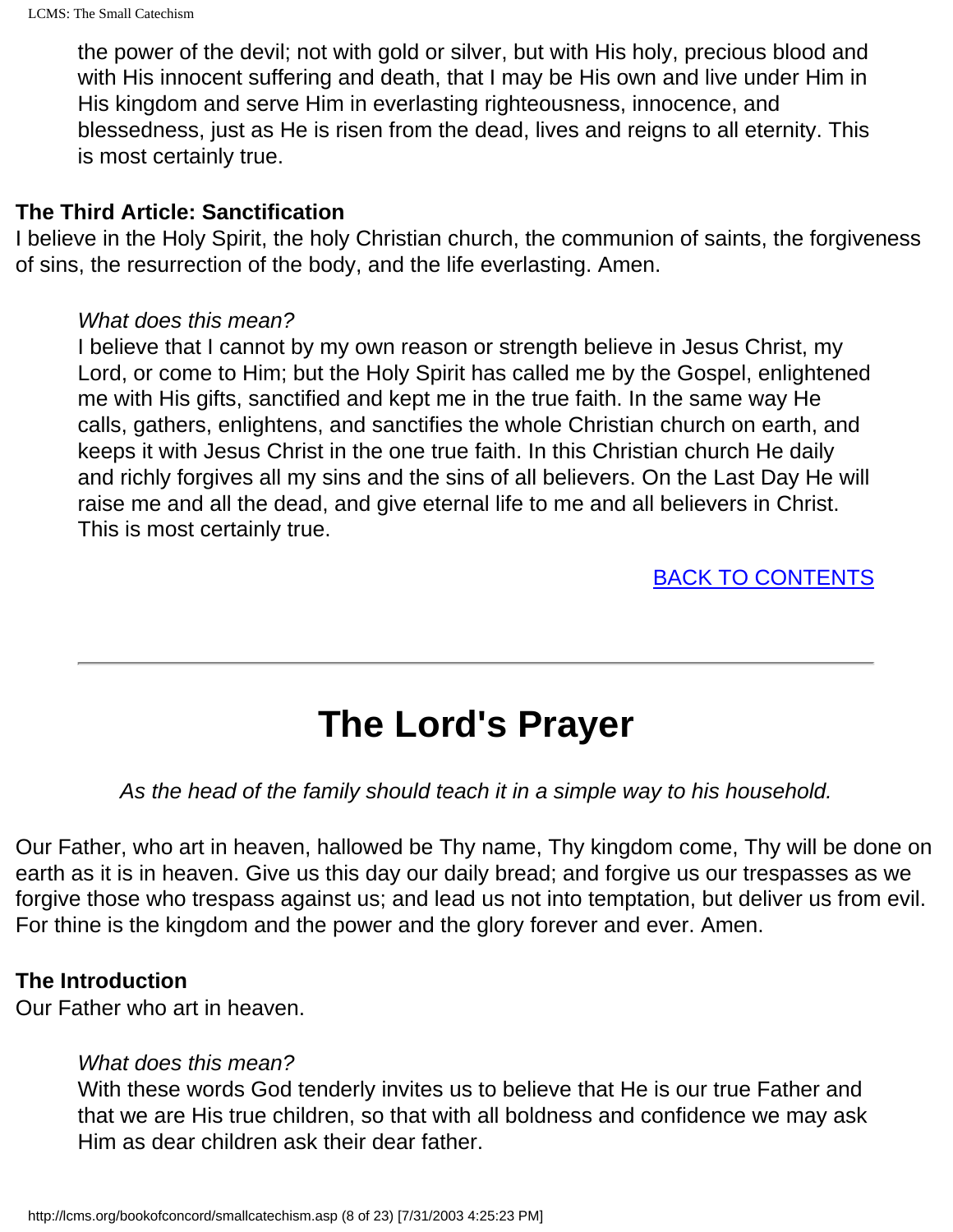the power of the devil; not with gold or silver, but with His holy, precious blood and with His innocent suffering and death, that I may be His own and live under Him in His kingdom and serve Him in everlasting righteousness, innocence, and blessedness, just as He is risen from the dead, lives and reigns to all eternity. This is most certainly true.

**The Third Article: Sanctification**
I believe in the Holy Spirit, the holy Christian church, the communion of saints, the forgiveness of sins, the resurrection of the body, and the life everlasting. Amen.

> *What does this mean?*
> I believe that I cannot by my own reason or strength believe in Jesus Christ, my Lord, or come to Him; but the Holy Spirit has called me by the Gospel, enlightened me with His gifts, sanctified and kept me in the true faith. In the same way He calls, gathers, enlightens, and sanctifies the whole Christian church on earth, and keeps it with Jesus Christ in the one true faith. In this Christian church He daily and richly forgives all my sins and the sins of all believers. On the Last Day He will raise me and all the dead, and give eternal life to me and all believers in Christ. This is most certainly true.

BACK TO CONTENTS

---

# The Lord's Prayer

*As the head of the family should teach it in a simple way to his household.*

Our Father, who art in heaven, hallowed be Thy name, Thy kingdom come, Thy will be done on earth as it is in heaven. Give us this day our daily bread; and forgive us our trespasses as we forgive those who trespass against us; and lead us not into temptation, but deliver us from evil. For thine is the kingdom and the power and the glory forever and ever. Amen.

**The Introduction**
Our Father who art in heaven.

> *What does this mean?*
> With these words God tenderly invites us to believe that He is our true Father and that we are His true children, so that with all boldness and confidence we may ask Him as dear children ask their dear father.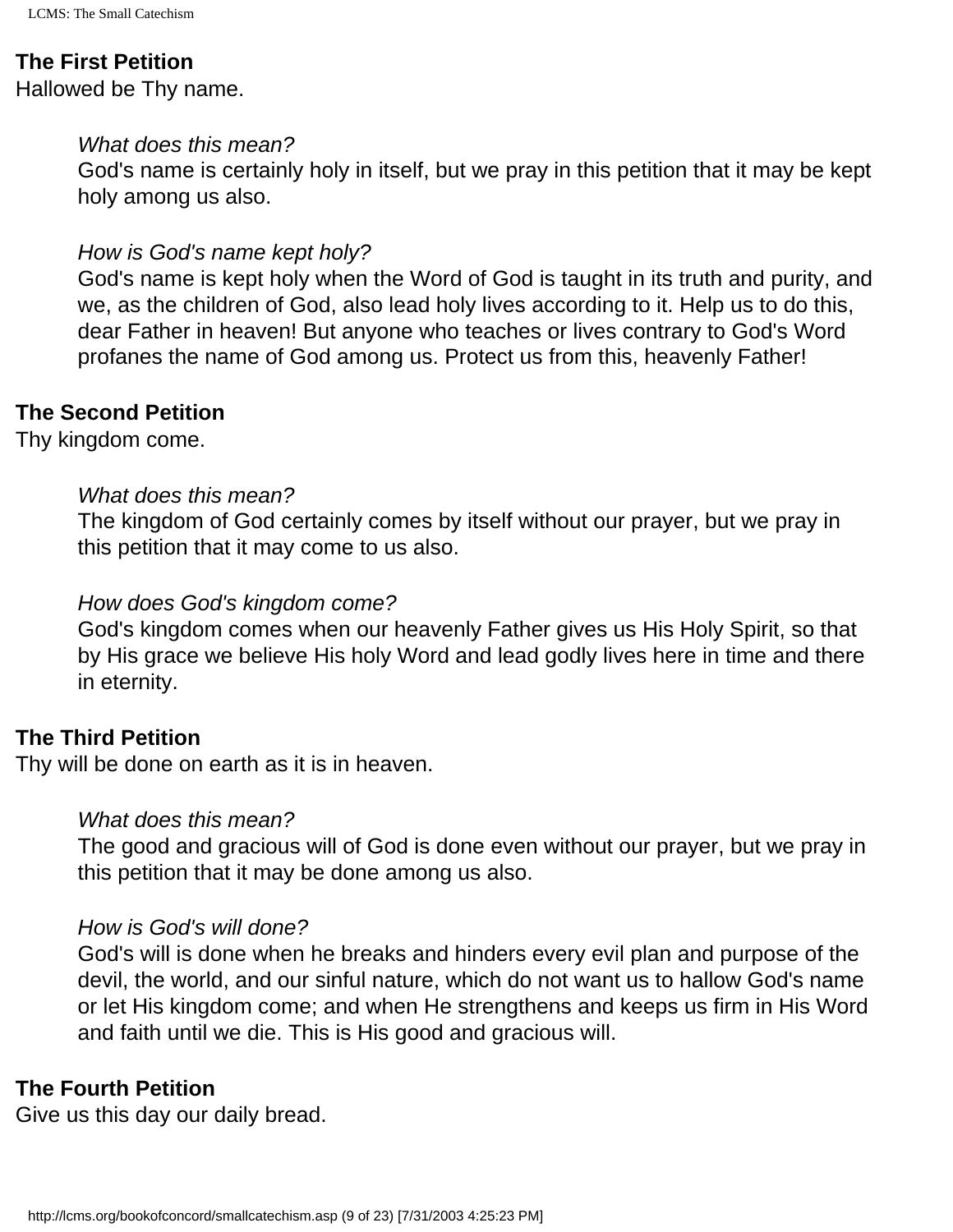**The First Petition**
Hallowed be Thy name.

> *What does this mean?*
> God's name is certainly holy in itself, but we pray in this petition that it may be kept holy among us also.
>
> *How is God's name kept holy?*
> God's name is kept holy when the Word of God is taught in its truth and purity, and we, as the children of God, also lead holy lives according to it. Help us to do this, dear Father in heaven! But anyone who teaches or lives contrary to God's Word profanes the name of God among us. Protect us from this, heavenly Father!

**The Second Petition**
Thy kingdom come.

> *What does this mean?*
> The kingdom of God certainly comes by itself without our prayer, but we pray in this petition that it may come to us also.
>
> *How does God's kingdom come?*
> God's kingdom comes when our heavenly Father gives us His Holy Spirit, so that by His grace we believe His holy Word and lead godly lives here in time and there in eternity.

**The Third Petition**
Thy will be done on earth as it is in heaven.

> *What does this mean?*
> The good and gracious will of God is done even without our prayer, but we pray in this petition that it may be done among us also.
>
> *How is God's will done?*
> God's will is done when he breaks and hinders every evil plan and purpose of the devil, the world, and our sinful nature, which do not want us to hallow God's name or let His kingdom come; and when He strengthens and keeps us firm in His Word and faith until we die. This is His good and gracious will.

**The Fourth Petition**
Give us this day our daily bread.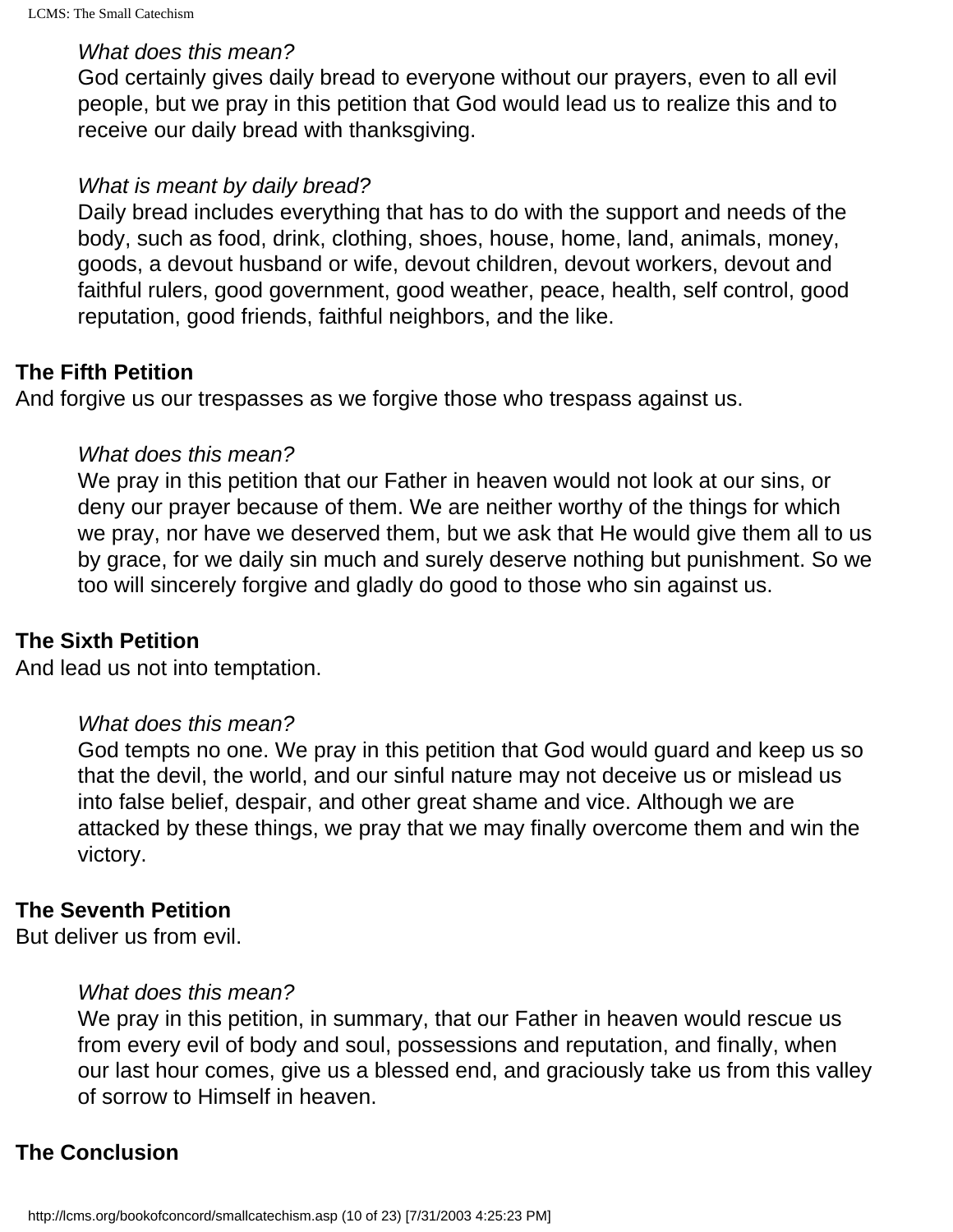*What does this mean?*
God certainly gives daily bread to everyone without our prayers, even to all evil people, but we pray in this petition that God would lead us to realize this and to receive our daily bread with thanksgiving.

*What is meant by daily bread?*
Daily bread includes everything that has to do with the support and needs of the body, such as food, drink, clothing, shoes, house, home, land, animals, money, goods, a devout husband or wife, devout children, devout workers, devout and faithful rulers, good government, good weather, peace, health, self control, good reputation, good friends, faithful neighbors, and the like.

**The Fifth Petition**
And forgive us our trespasses as we forgive those who trespass against us.

*What does this mean?*
We pray in this petition that our Father in heaven would not look at our sins, or deny our prayer because of them. We are neither worthy of the things for which we pray, nor have we deserved them, but we ask that He would give them all to us by grace, for we daily sin much and surely deserve nothing but punishment. So we too will sincerely forgive and gladly do good to those who sin against us.

**The Sixth Petition**
And lead us not into temptation.

*What does this mean?*
God tempts no one. We pray in this petition that God would guard and keep us so that the devil, the world, and our sinful nature may not deceive us or mislead us into false belief, despair, and other great shame and vice. Although we are attacked by these things, we pray that we may finally overcome them and win the victory.

**The Seventh Petition**
But deliver us from evil.

*What does this mean?*
We pray in this petition, in summary, that our Father in heaven would rescue us from every evil of body and soul, possessions and reputation, and finally, when our last hour comes, give us a blessed end, and graciously take us from this valley of sorrow to Himself in heaven.

**The Conclusion**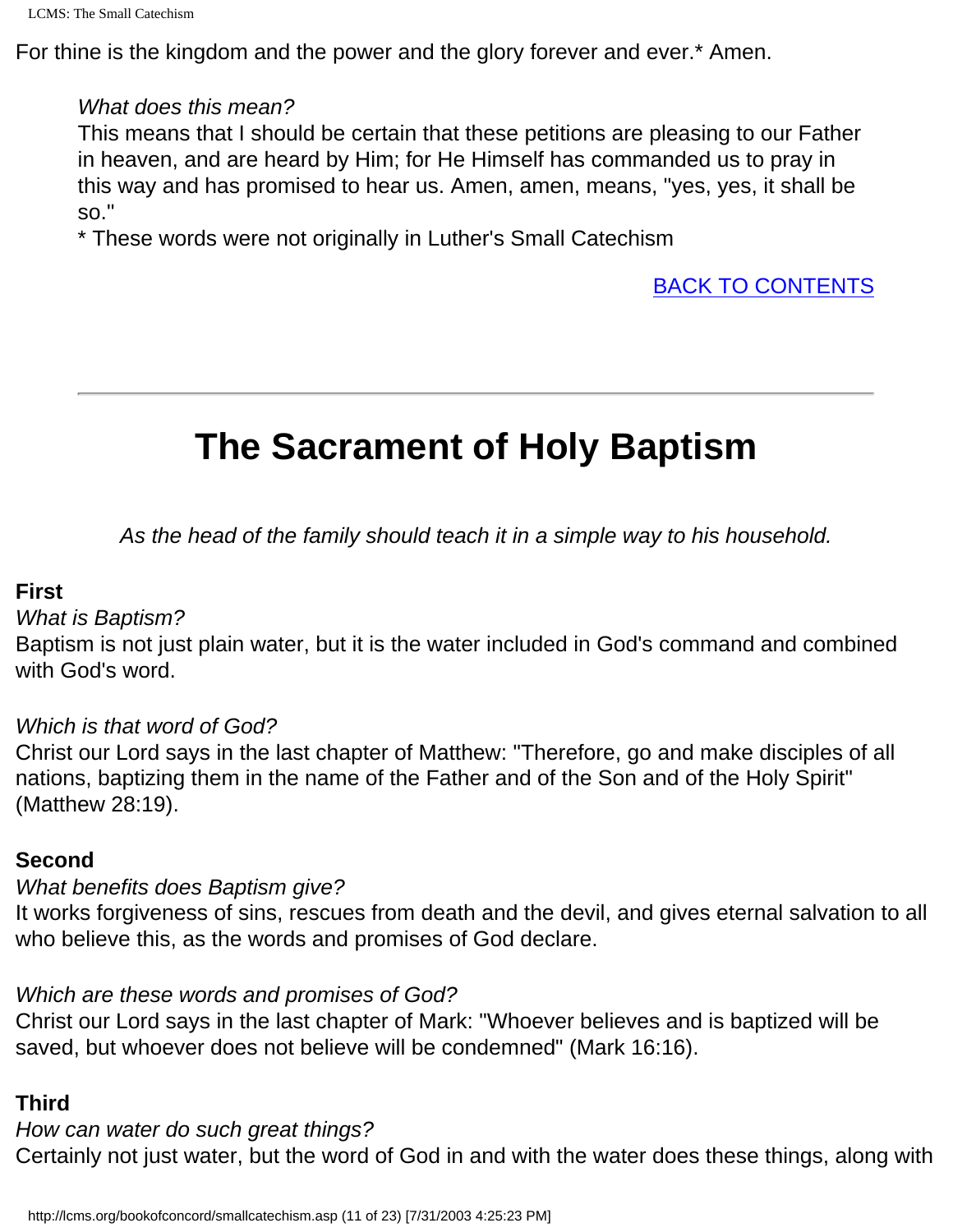For thine is the kingdom and the power and the glory forever and ever.* Amen.

> *What does this mean?*
> This means that I should be certain that these petitions are pleasing to our Father in heaven, and are heard by Him; for He Himself has commanded us to pray in this way and has promised to hear us. Amen, amen, means, "yes, yes, it shall be so."
> * These words were not originally in Luther's Small Catechism

BACK TO CONTENTS

---

# The Sacrament of Holy Baptism

*As the head of the family should teach it in a simple way to his household.*

**First**
*What is Baptism?*
Baptism is not just plain water, but it is the water included in God's command and combined with God's word.

*Which is that word of God?*
Christ our Lord says in the last chapter of Matthew: "Therefore, go and make disciples of all nations, baptizing them in the name of the Father and of the Son and of the Holy Spirit" (Matthew 28:19).

**Second**
*What benefits does Baptism give?*
It works forgiveness of sins, rescues from death and the devil, and gives eternal salvation to all who believe this, as the words and promises of God declare.

*Which are these words and promises of God?*
Christ our Lord says in the last chapter of Mark: "Whoever believes and is baptized will be saved, but whoever does not believe will be condemned" (Mark 16:16).

**Third**
*How can water do such great things?*
Certainly not just water, but the word of God in and with the water does these things, along with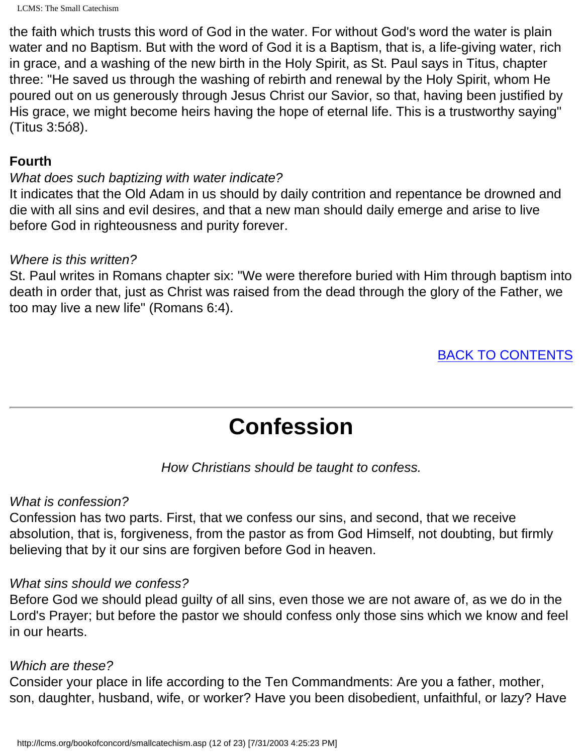the faith which trusts this word of God in the water. For without God's word the water is plain water and no Baptism. But with the word of God it is a Baptism, that is, a life-giving water, rich in grace, and a washing of the new birth in the Holy Spirit, as St. Paul says in Titus, chapter three: "He saved us through the washing of rebirth and renewal by the Holy Spirit, whom He poured out on us generously through Jesus Christ our Savior, so that, having been justified by His grace, we might become heirs having the hope of eternal life. This is a trustworthy saying" (Titus 3:5ó8).

**Fourth**

*What does such baptizing with water indicate?*
It indicates that the Old Adam in us should by daily contrition and repentance be drowned and die with all sins and evil desires, and that a new man should daily emerge and arise to live before God in righteousness and purity forever.

*Where is this written?*
St. Paul writes in Romans chapter six: "We were therefore buried with Him through baptism into death in order that, just as Christ was raised from the dead through the glory of the Father, we too may live a new life" (Romans 6:4).

BACK TO CONTENTS

---

# Confession

*How Christians should be taught to confess.*

*What is confession?*
Confession has two parts. First, that we confess our sins, and second, that we receive absolution, that is, forgiveness, from the pastor as from God Himself, not doubting, but firmly believing that by it our sins are forgiven before God in heaven.

*What sins should we confess?*
Before God we should plead guilty of all sins, even those we are not aware of, as we do in the Lord's Prayer; but before the pastor we should confess only those sins which we know and feel in our hearts.

*Which are these?*
Consider your place in life according to the Ten Commandments: Are you a father, mother, son, daughter, husband, wife, or worker? Have you been disobedient, unfaithful, or lazy? Have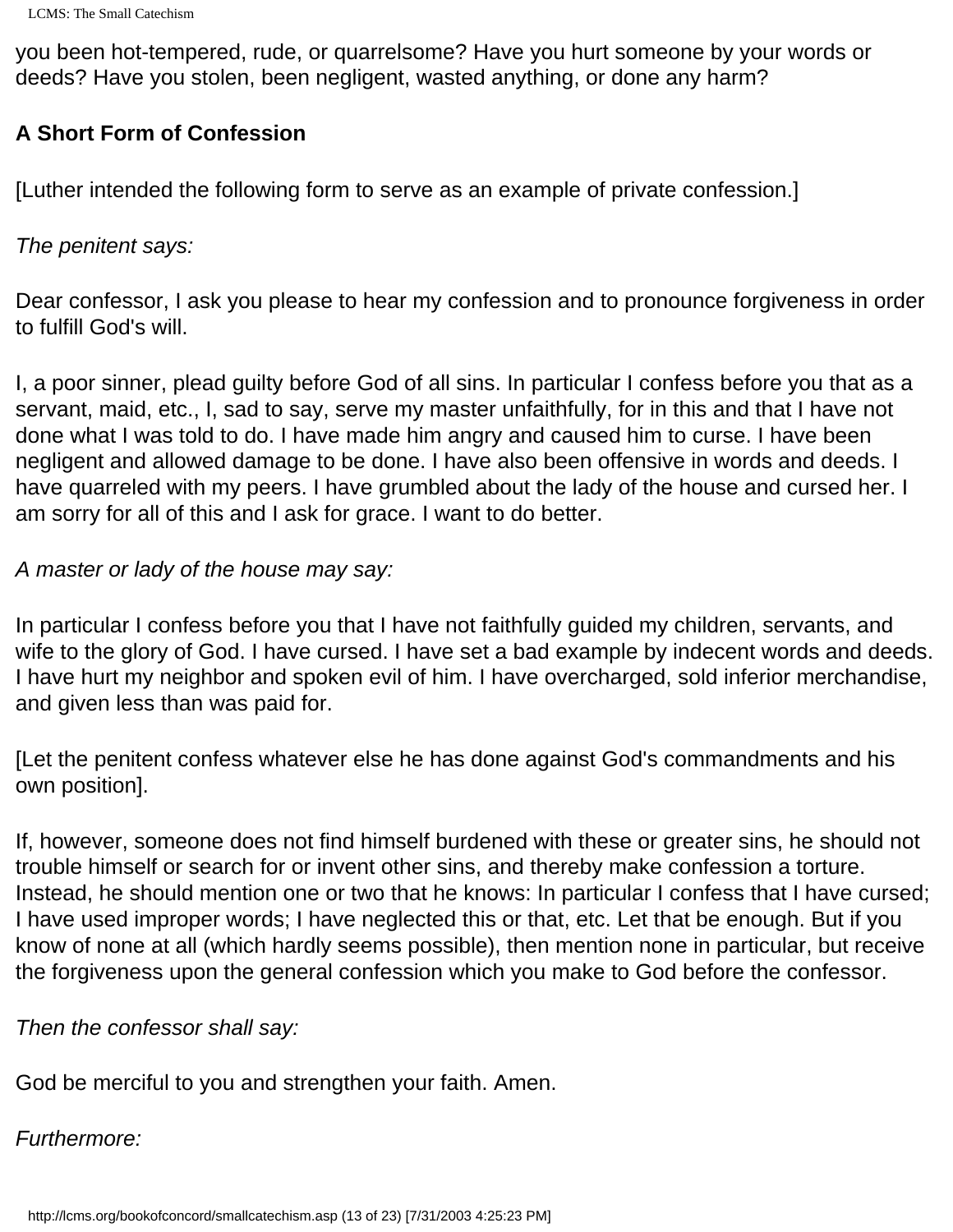you been hot-tempered, rude, or quarrelsome? Have you hurt someone by your words or deeds? Have you stolen, been negligent, wasted anything, or done any harm?

**A Short Form of Confession**

[Luther intended the following form to serve as an example of private confession.]

*The penitent says:*

Dear confessor, I ask you please to hear my confession and to pronounce forgiveness in order to fulfill God's will.

I, a poor sinner, plead guilty before God of all sins. In particular I confess before you that as a servant, maid, etc., I, sad to say, serve my master unfaithfully, for in this and that I have not done what I was told to do. I have made him angry and caused him to curse. I have been negligent and allowed damage to be done. I have also been offensive in words and deeds. I have quarreled with my peers. I have grumbled about the lady of the house and cursed her. I am sorry for all of this and I ask for grace. I want to do better.

*A master or lady of the house may say:*

In particular I confess before you that I have not faithfully guided my children, servants, and wife to the glory of God. I have cursed. I have set a bad example by indecent words and deeds. I have hurt my neighbor and spoken evil of him. I have overcharged, sold inferior merchandise, and given less than was paid for.

[Let the penitent confess whatever else he has done against God's commandments and his own position].

If, however, someone does not find himself burdened with these or greater sins, he should not trouble himself or search for or invent other sins, and thereby make confession a torture. Instead, he should mention one or two that he knows: In particular I confess that I have cursed; I have used improper words; I have neglected this or that, etc. Let that be enough. But if you know of none at all (which hardly seems possible), then mention none in particular, but receive the forgiveness upon the general confession which you make to God before the confessor.

*Then the confessor shall say:*

God be merciful to you and strengthen your faith. Amen.

*Furthermore:*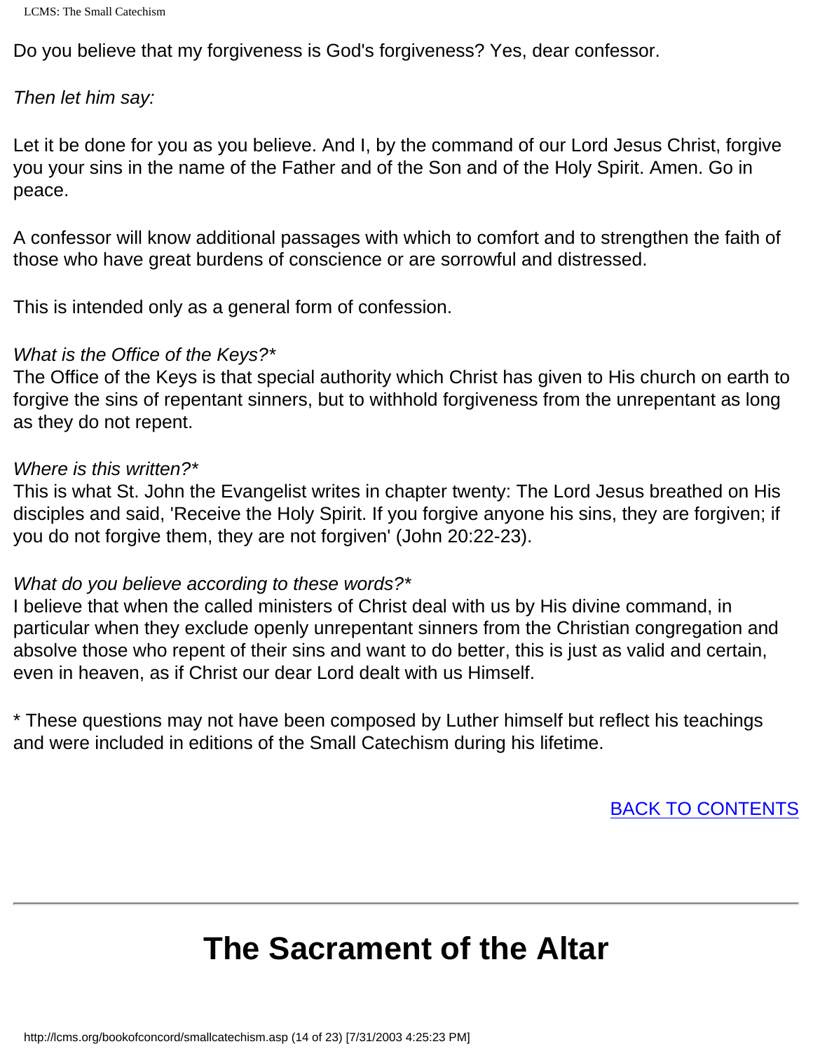Do you believe that my forgiveness is God's forgiveness? Yes, dear confessor.

*Then let him say:*

Let it be done for you as you believe. And I, by the command of our Lord Jesus Christ, forgive you your sins in the name of the Father and of the Son and of the Holy Spirit. Amen. Go in peace.

A confessor will know additional passages with which to comfort and to strengthen the faith of those who have great burdens of conscience or are sorrowful and distressed.

This is intended only as a general form of confession.

*What is the Office of the Keys?**
The Office of the Keys is that special authority which Christ has given to His church on earth to forgive the sins of repentant sinners, but to withhold forgiveness from the unrepentant as long as they do not repent.

*Where is this written?**
This is what St. John the Evangelist writes in chapter twenty: The Lord Jesus breathed on His disciples and said, 'Receive the Holy Spirit. If you forgive anyone his sins, they are forgiven; if you do not forgive them, they are not forgiven' (John 20:22-23).

*What do you believe according to these words?**
I believe that when the called ministers of Christ deal with us by His divine command, in particular when they exclude openly unrepentant sinners from the Christian congregation and absolve those who repent of their sins and want to do better, this is just as valid and certain, even in heaven, as if Christ our dear Lord dealt with us Himself.

\* These questions may not have been composed by Luther himself but reflect his teachings and were included in editions of the Small Catechism during his lifetime.

BACK TO CONTENTS

---

# The Sacrament of the Altar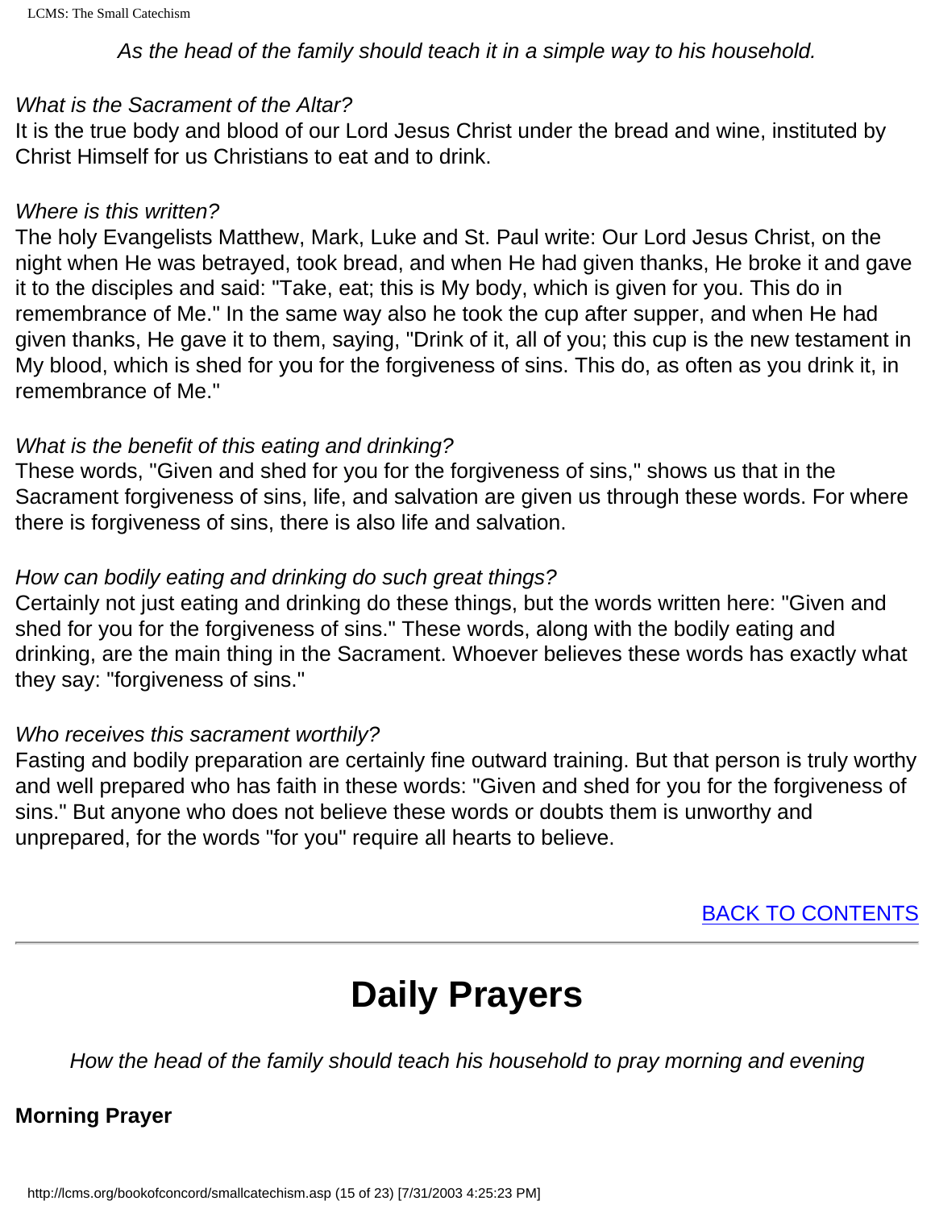*As the head of the family should teach it in a simple way to his household.*

*What is the Sacrament of the Altar?*
It is the true body and blood of our Lord Jesus Christ under the bread and wine, instituted by Christ Himself for us Christians to eat and to drink.

*Where is this written?*
The holy Evangelists Matthew, Mark, Luke and St. Paul write: Our Lord Jesus Christ, on the night when He was betrayed, took bread, and when He had given thanks, He broke it and gave it to the disciples and said: "Take, eat; this is My body, which is given for you. This do in remembrance of Me." In the same way also he took the cup after supper, and when He had given thanks, He gave it to them, saying, "Drink of it, all of you; this cup is the new testament in My blood, which is shed for you for the forgiveness of sins. This do, as often as you drink it, in remembrance of Me."

*What is the benefit of this eating and drinking?*
These words, "Given and shed for you for the forgiveness of sins," shows us that in the Sacrament forgiveness of sins, life, and salvation are given us through these words. For where there is forgiveness of sins, there is also life and salvation.

*How can bodily eating and drinking do such great things?*
Certainly not just eating and drinking do these things, but the words written here: "Given and shed for you for the forgiveness of sins." These words, along with the bodily eating and drinking, are the main thing in the Sacrament. Whoever believes these words has exactly what they say: "forgiveness of sins."

*Who receives this sacrament worthily?*
Fasting and bodily preparation are certainly fine outward training. But that person is truly worthy and well prepared who has faith in these words: "Given and shed for you for the forgiveness of sins." But anyone who does not believe these words or doubts them is unworthy and unprepared, for the words "for you" require all hearts to believe.

BACK TO CONTENTS

---

# Daily Prayers

*How the head of the family should teach his household to pray morning and evening*

**Morning Prayer**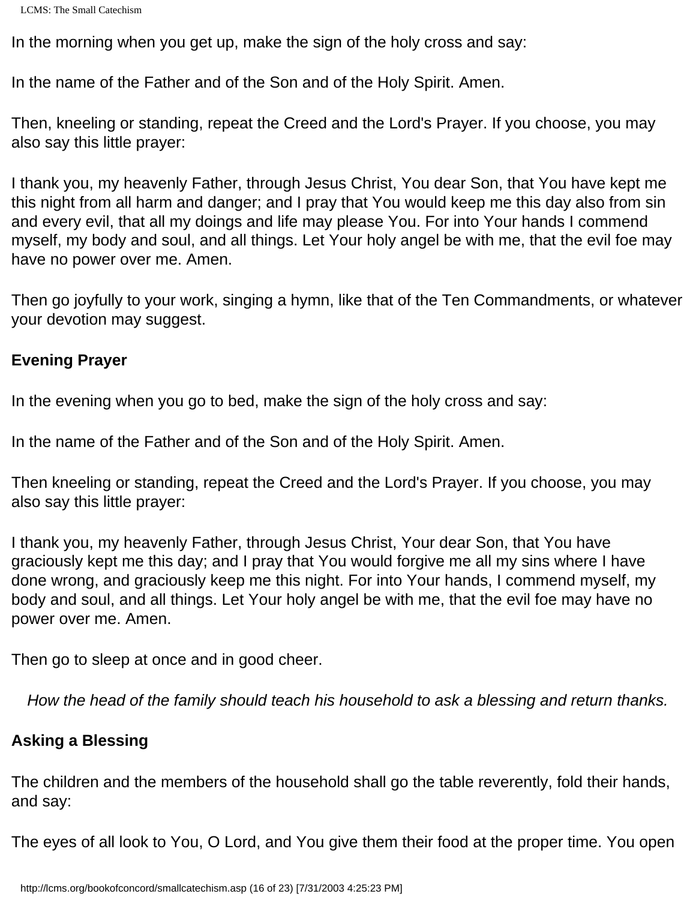In the morning when you get up, make the sign of the holy cross and say:

In the name of the Father and of the Son and of the Holy Spirit. Amen.

Then, kneeling or standing, repeat the Creed and the Lord's Prayer. If you choose, you may also say this little prayer:

I thank you, my heavenly Father, through Jesus Christ, You dear Son, that You have kept me this night from all harm and danger; and I pray that You would keep me this day also from sin and every evil, that all my doings and life may please You. For into Your hands I commend myself, my body and soul, and all things. Let Your holy angel be with me, that the evil foe may have no power over me. Amen.

Then go joyfully to your work, singing a hymn, like that of the Ten Commandments, or whatever your devotion may suggest.

**Evening Prayer**

In the evening when you go to bed, make the sign of the holy cross and say:

In the name of the Father and of the Son and of the Holy Spirit. Amen.

Then kneeling or standing, repeat the Creed and the Lord's Prayer. If you choose, you may also say this little prayer:

I thank you, my heavenly Father, through Jesus Christ, Your dear Son, that You have graciously kept me this day; and I pray that You would forgive me all my sins where I have done wrong, and graciously keep me this night. For into Your hands, I commend myself, my body and soul, and all things. Let Your holy angel be with me, that the evil foe may have no power over me. Amen.

Then go to sleep at once and in good cheer.

*How the head of the family should teach his household to ask a blessing and return thanks.*

**Asking a Blessing**

The children and the members of the household shall go the table reverently, fold their hands, and say:

The eyes of all look to You, O Lord, and You give them their food at the proper time. You open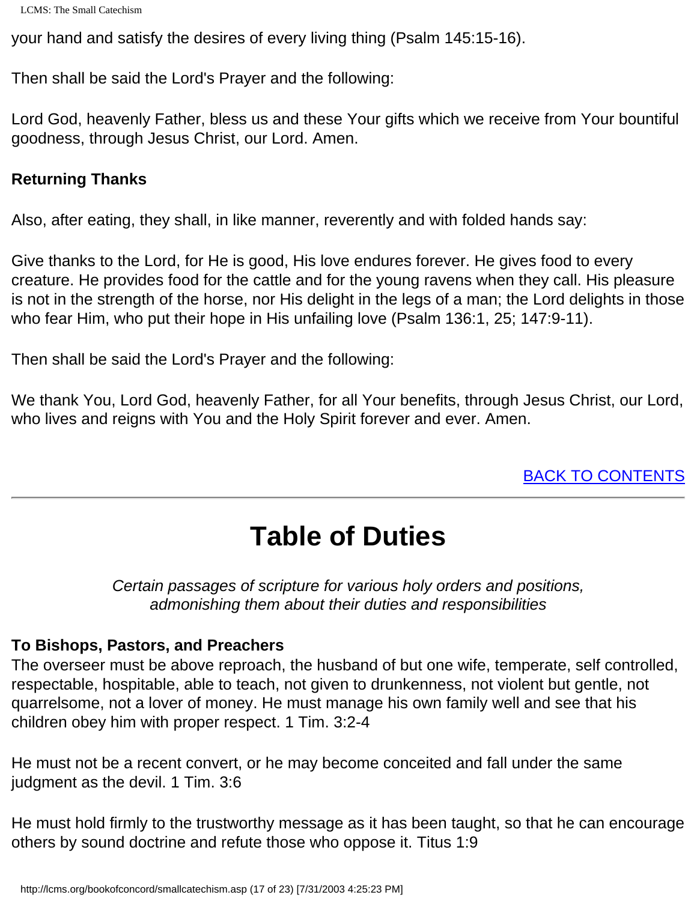your hand and satisfy the desires of every living thing (Psalm 145:15-16).

Then shall be said the Lord's Prayer and the following:

Lord God, heavenly Father, bless us and these Your gifts which we receive from Your bountiful goodness, through Jesus Christ, our Lord. Amen.

**Returning Thanks**

Also, after eating, they shall, in like manner, reverently and with folded hands say:

Give thanks to the Lord, for He is good, His love endures forever. He gives food to every creature. He provides food for the cattle and for the young ravens when they call. His pleasure is not in the strength of the horse, nor His delight in the legs of a man; the Lord delights in those who fear Him, who put their hope in His unfailing love (Psalm 136:1, 25; 147:9-11).

Then shall be said the Lord's Prayer and the following:

We thank You, Lord God, heavenly Father, for all Your benefits, through Jesus Christ, our Lord, who lives and reigns with You and the Holy Spirit forever and ever. Amen.

BACK TO CONTENTS

---

# Table of Duties

*Certain passages of scripture for various holy orders and positions, admonishing them about their duties and responsibilities*

**To Bishops, Pastors, and Preachers**
The overseer must be above reproach, the husband of but one wife, temperate, self controlled, respectable, hospitable, able to teach, not given to drunkenness, not violent but gentle, not quarrelsome, not a lover of money. He must manage his own family well and see that his children obey him with proper respect. 1 Tim. 3:2-4

He must not be a recent convert, or he may become conceited and fall under the same judgment as the devil. 1 Tim. 3:6

He must hold firmly to the trustworthy message as it has been taught, so that he can encourage others by sound doctrine and refute those who oppose it. Titus 1:9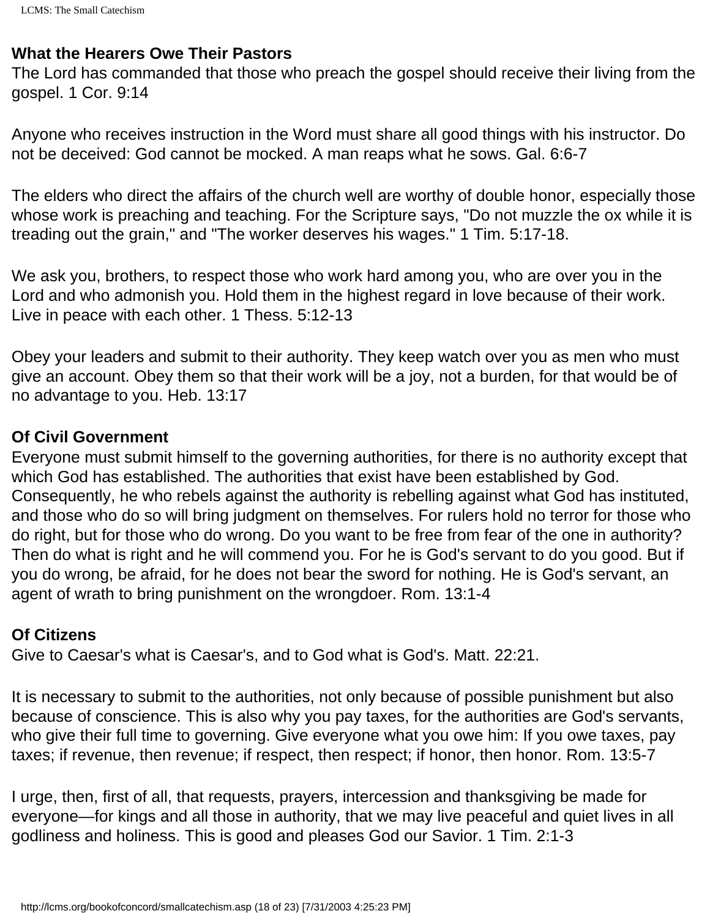**What the Hearers Owe Their Pastors**

The Lord has commanded that those who preach the gospel should receive their living from the gospel. 1 Cor. 9:14

Anyone who receives instruction in the Word must share all good things with his instructor. Do not be deceived: God cannot be mocked. A man reaps what he sows. Gal. 6:6-7

The elders who direct the affairs of the church well are worthy of double honor, especially those whose work is preaching and teaching. For the Scripture says, "Do not muzzle the ox while it is treading out the grain," and "The worker deserves his wages." 1 Tim. 5:17-18.

We ask you, brothers, to respect those who work hard among you, who are over you in the Lord and who admonish you. Hold them in the highest regard in love because of their work. Live in peace with each other. 1 Thess. 5:12-13

Obey your leaders and submit to their authority. They keep watch over you as men who must give an account. Obey them so that their work will be a joy, not a burden, for that would be of no advantage to you. Heb. 13:17

**Of Civil Government**

Everyone must submit himself to the governing authorities, for there is no authority except that which God has established. The authorities that exist have been established by God. Consequently, he who rebels against the authority is rebelling against what God has instituted, and those who do so will bring judgment on themselves. For rulers hold no terror for those who do right, but for those who do wrong. Do you want to be free from fear of the one in authority? Then do what is right and he will commend you. For he is God's servant to do you good. But if you do wrong, be afraid, for he does not bear the sword for nothing. He is God's servant, an agent of wrath to bring punishment on the wrongdoer. Rom. 13:1-4

**Of Citizens**

Give to Caesar's what is Caesar's, and to God what is God's. Matt. 22:21.

It is necessary to submit to the authorities, not only because of possible punishment but also because of conscience. This is also why you pay taxes, for the authorities are God's servants, who give their full time to governing. Give everyone what you owe him: If you owe taxes, pay taxes; if revenue, then revenue; if respect, then respect; if honor, then honor. Rom. 13:5-7

I urge, then, first of all, that requests, prayers, intercession and thanksgiving be made for everyone—for kings and all those in authority, that we may live peaceful and quiet lives in all godliness and holiness. This is good and pleases God our Savior. 1 Tim. 2:1-3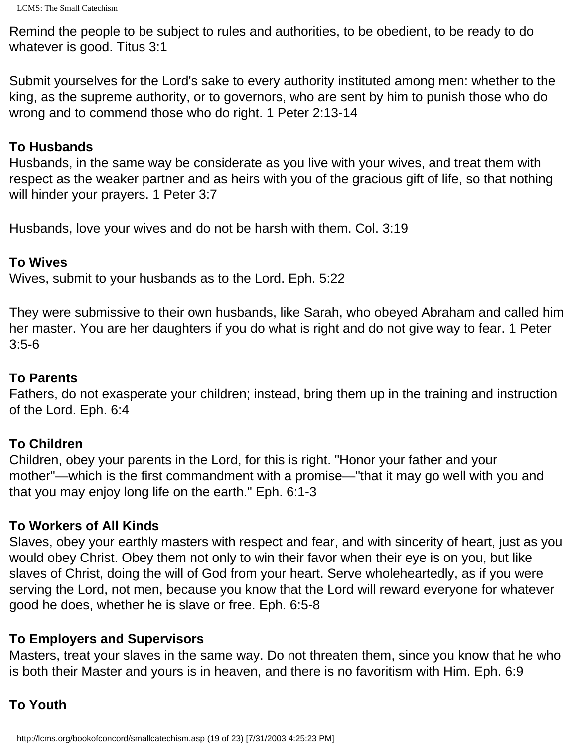Remind the people to be subject to rules and authorities, to be obedient, to be ready to do whatever is good. Titus 3:1

Submit yourselves for the Lord's sake to every authority instituted among men: whether to the king, as the supreme authority, or to governors, who are sent by him to punish those who do wrong and to commend those who do right. 1 Peter 2:13-14

**To Husbands**

Husbands, in the same way be considerate as you live with your wives, and treat them with respect as the weaker partner and as heirs with you of the gracious gift of life, so that nothing will hinder your prayers. 1 Peter 3:7

Husbands, love your wives and do not be harsh with them. Col. 3:19

**To Wives**

Wives, submit to your husbands as to the Lord. Eph. 5:22

They were submissive to their own husbands, like Sarah, who obeyed Abraham and called him her master. You are her daughters if you do what is right and do not give way to fear. 1 Peter 3:5-6

**To Parents**

Fathers, do not exasperate your children; instead, bring them up in the training and instruction of the Lord. Eph. 6:4

**To Children**

Children, obey your parents in the Lord, for this is right. "Honor your father and your mother"—which is the first commandment with a promise—"that it may go well with you and that you may enjoy long life on the earth." Eph. 6:1-3

**To Workers of All Kinds**

Slaves, obey your earthly masters with respect and fear, and with sincerity of heart, just as you would obey Christ. Obey them not only to win their favor when their eye is on you, but like slaves of Christ, doing the will of God from your heart. Serve wholeheartedly, as if you were serving the Lord, not men, because you know that the Lord will reward everyone for whatever good he does, whether he is slave or free. Eph. 6:5-8

**To Employers and Supervisors**

Masters, treat your slaves in the same way. Do not threaten them, since you know that he who is both their Master and yours is in heaven, and there is no favoritism with Him. Eph. 6:9

**To Youth**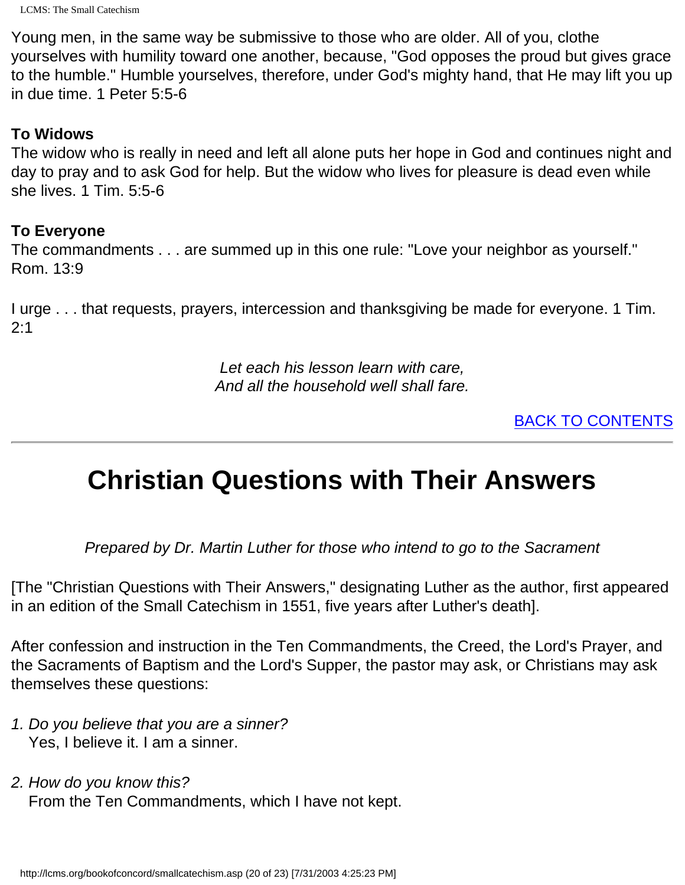Young men, in the same way be submissive to those who are older. All of you, clothe yourselves with humility toward one another, because, "God opposes the proud but gives grace to the humble." Humble yourselves, therefore, under God's mighty hand, that He may lift you up in due time. 1 Peter 5:5-6

**To Widows**
The widow who is really in need and left all alone puts her hope in God and continues night and day to pray and to ask God for help. But the widow who lives for pleasure is dead even while she lives. 1 Tim. 5:5-6

**To Everyone**
The commandments . . . are summed up in this one rule: "Love your neighbor as yourself." Rom. 13:9

I urge . . . that requests, prayers, intercession and thanksgiving be made for everyone. 1 Tim. 2:1

*Let each his lesson learn with care,*
*And all the household well shall fare.*

BACK TO CONTENTS

---

# Christian Questions with Their Answers

*Prepared by Dr. Martin Luther for those who intend to go to the Sacrament*

[The "Christian Questions with Their Answers," designating Luther as the author, first appeared in an edition of the Small Catechism in 1551, five years after Luther's death].

After confession and instruction in the Ten Commandments, the Creed, the Lord's Prayer, and the Sacraments of Baptism and the Lord's Supper, the pastor may ask, or Christians may ask themselves these questions:

1. *Do you believe that you are a sinner?*
   Yes, I believe it. I am a sinner.

2. *How do you know this?*
   From the Ten Commandments, which I have not kept.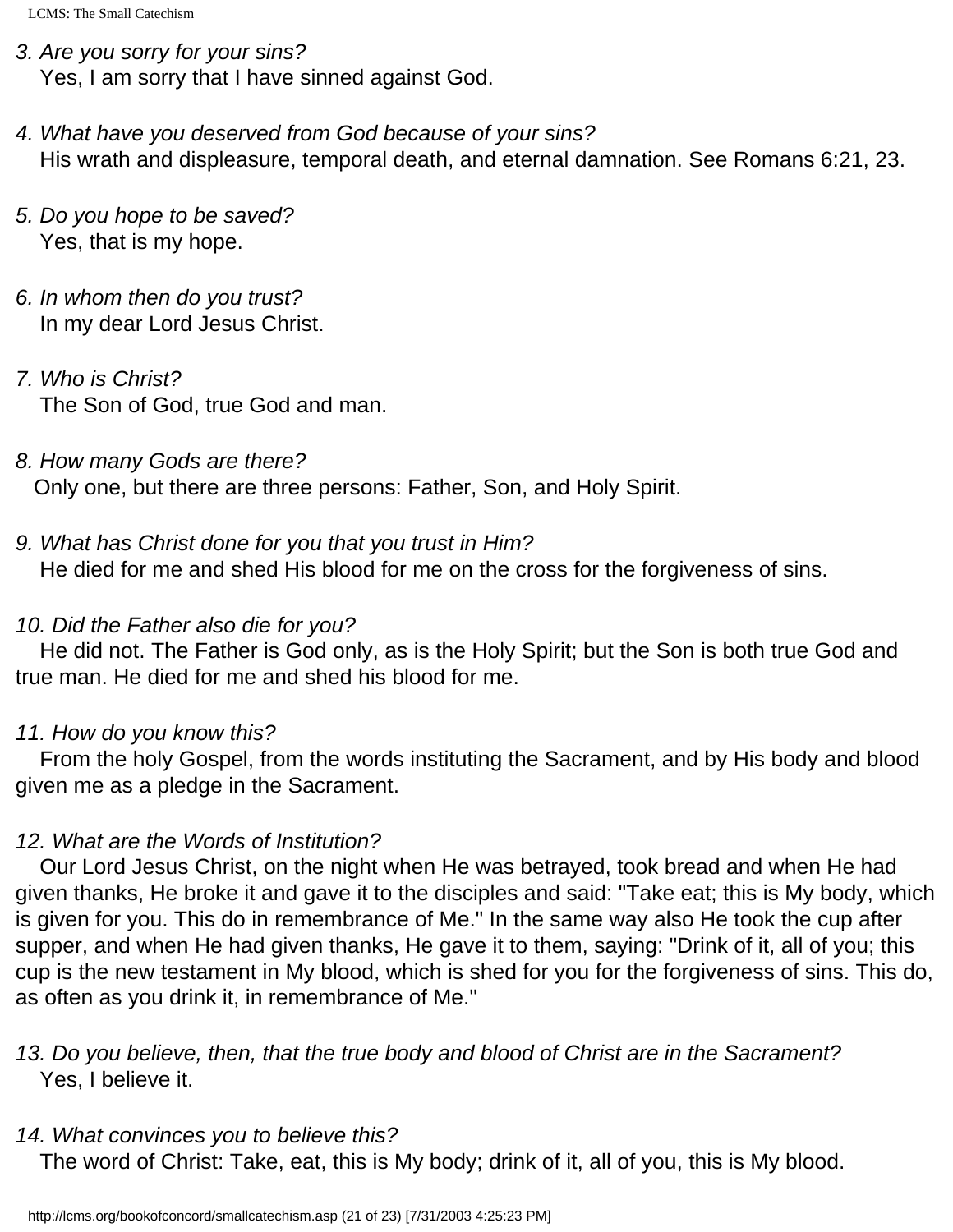*3. Are you sorry for your sins?*
Yes, I am sorry that I have sinned against God.

*4. What have you deserved from God because of your sins?*
His wrath and displeasure, temporal death, and eternal damnation. See Romans 6:21, 23.

*5. Do you hope to be saved?*
Yes, that is my hope.

*6. In whom then do you trust?*
In my dear Lord Jesus Christ.

*7. Who is Christ?*
The Son of God, true God and man.

*8. How many Gods are there?*
Only one, but there are three persons: Father, Son, and Holy Spirit.

*9. What has Christ done for you that you trust in Him?*
He died for me and shed His blood for me on the cross for the forgiveness of sins.

*10. Did the Father also die for you?*
He did not. The Father is God only, as is the Holy Spirit; but the Son is both true God and true man. He died for me and shed his blood for me.

*11. How do you know this?*
From the holy Gospel, from the words instituting the Sacrament, and by His body and blood given me as a pledge in the Sacrament.

*12. What are the Words of Institution?*
Our Lord Jesus Christ, on the night when He was betrayed, took bread and when He had given thanks, He broke it and gave it to the disciples and said: "Take eat; this is My body, which is given for you. This do in remembrance of Me." In the same way also He took the cup after supper, and when He had given thanks, He gave it to them, saying: "Drink of it, all of you; this cup is the new testament in My blood, which is shed for you for the forgiveness of sins. This do, as often as you drink it, in remembrance of Me."

*13. Do you believe, then, that the true body and blood of Christ are in the Sacrament?*
Yes, I believe it.

*14. What convinces you to believe this?*
The word of Christ: Take, eat, this is My body; drink of it, all of you, this is My blood.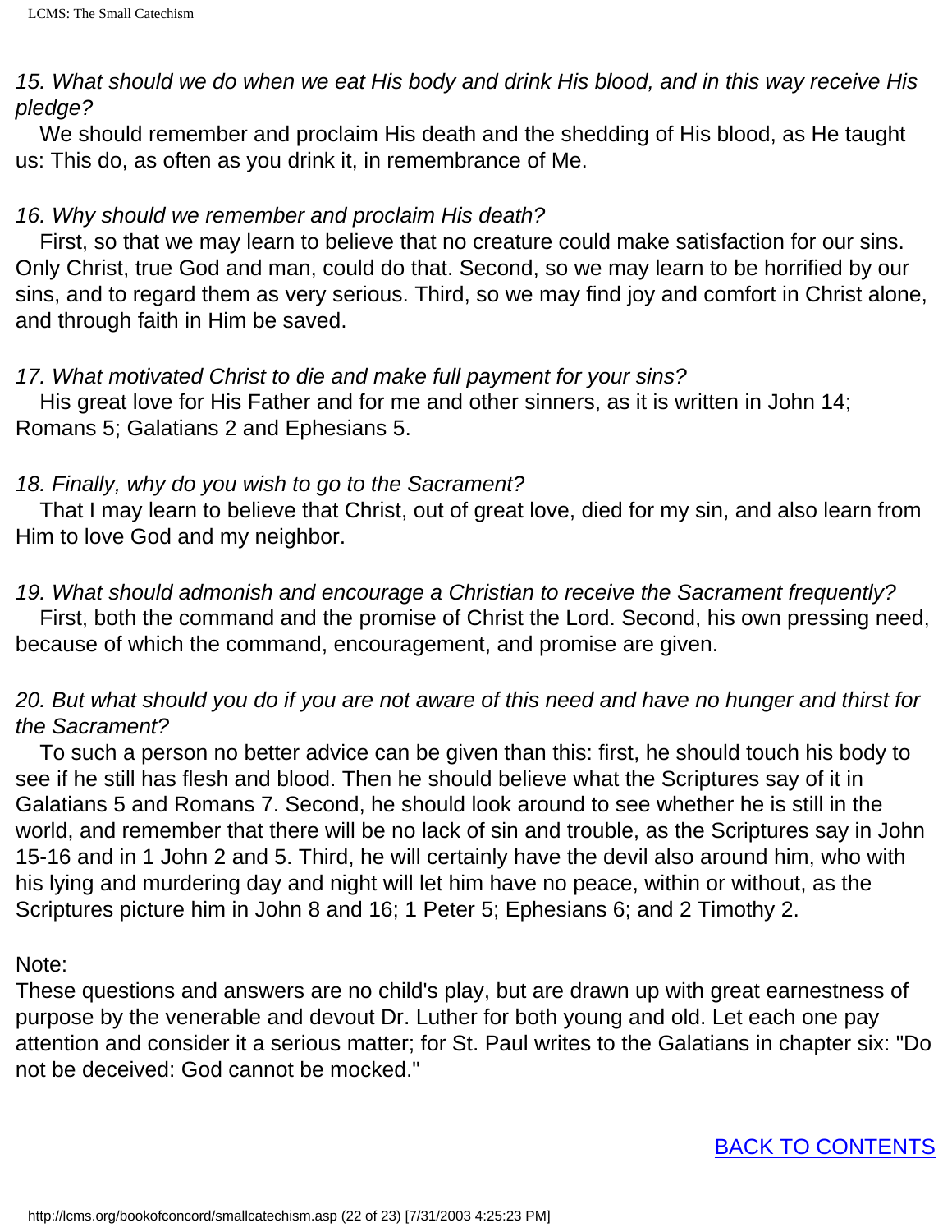*15. What should we do when we eat His body and drink His blood, and in this way receive His pledge?*

We should remember and proclaim His death and the shedding of His blood, as He taught us: This do, as often as you drink it, in remembrance of Me.

*16. Why should we remember and proclaim His death?*

First, so that we may learn to believe that no creature could make satisfaction for our sins. Only Christ, true God and man, could do that. Second, so we may learn to be horrified by our sins, and to regard them as very serious. Third, so we may find joy and comfort in Christ alone, and through faith in Him be saved.

*17. What motivated Christ to die and make full payment for your sins?*

His great love for His Father and for me and other sinners, as it is written in John 14; Romans 5; Galatians 2 and Ephesians 5.

*18. Finally, why do you wish to go to the Sacrament?*

That I may learn to believe that Christ, out of great love, died for my sin, and also learn from Him to love God and my neighbor.

*19. What should admonish and encourage a Christian to receive the Sacrament frequently?*

First, both the command and the promise of Christ the Lord. Second, his own pressing need, because of which the command, encouragement, and promise are given.

*20. But what should you do if you are not aware of this need and have no hunger and thirst for the Sacrament?*

To such a person no better advice can be given than this: first, he should touch his body to see if he still has flesh and blood. Then he should believe what the Scriptures say of it in Galatians 5 and Romans 7. Second, he should look around to see whether he is still in the world, and remember that there will be no lack of sin and trouble, as the Scriptures say in John 15-16 and in 1 John 2 and 5. Third, he will certainly have the devil also around him, who with his lying and murdering day and night will let him have no peace, within or without, as the Scriptures picture him in John 8 and 16; 1 Peter 5; Ephesians 6; and 2 Timothy 2.

Note:
These questions and answers are no child's play, but are drawn up with great earnestness of purpose by the venerable and devout Dr. Luther for both young and old. Let each one pay attention and consider it a serious matter; for St. Paul writes to the Galatians in chapter six: "Do not be deceived: God cannot be mocked."

BACK TO CONTENTS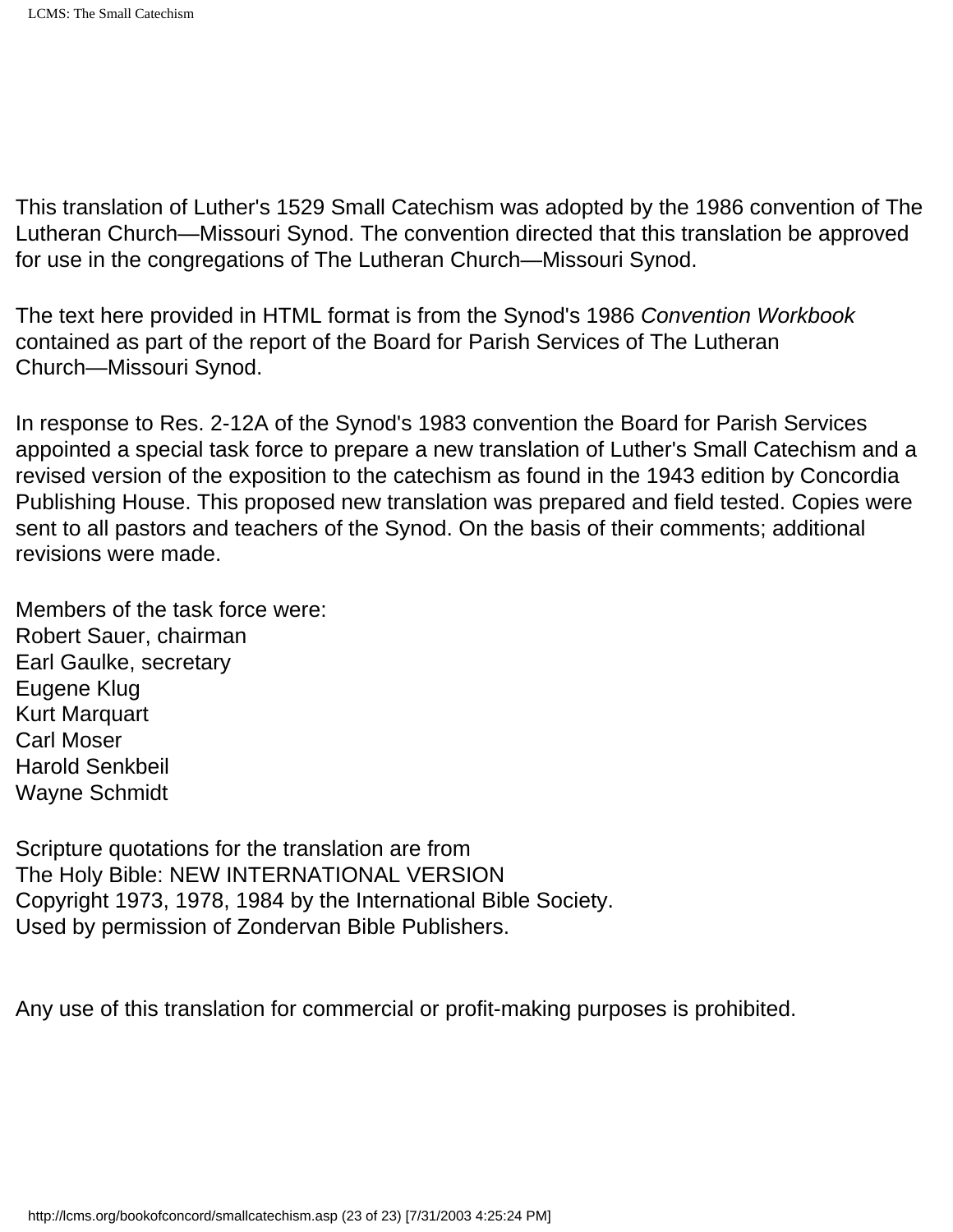This translation of Luther's 1529 Small Catechism was adopted by the 1986 convention of The Lutheran Church—Missouri Synod. The convention directed that this translation be approved for use in the congregations of The Lutheran Church—Missouri Synod.

The text here provided in HTML format is from the Synod's 1986 *Convention Workbook* contained as part of the report of the Board for Parish Services of The Lutheran Church—Missouri Synod.

In response to Res. 2-12A of the Synod's 1983 convention the Board for Parish Services appointed a special task force to prepare a new translation of Luther's Small Catechism and a revised version of the exposition to the catechism as found in the 1943 edition by Concordia Publishing House. This proposed new translation was prepared and field tested. Copies were sent to all pastors and teachers of the Synod. On the basis of their comments; additional revisions were made.

Members of the task force were:
Robert Sauer, chairman
Earl Gaulke, secretary
Eugene Klug
Kurt Marquart
Carl Moser
Harold Senkbeil
Wayne Schmidt

Scripture quotations for the translation are from
The Holy Bible: NEW INTERNATIONAL VERSION
Copyright 1973, 1978, 1984 by the International Bible Society.
Used by permission of Zondervan Bible Publishers.

Any use of this translation for commercial or profit-making purposes is prohibited.